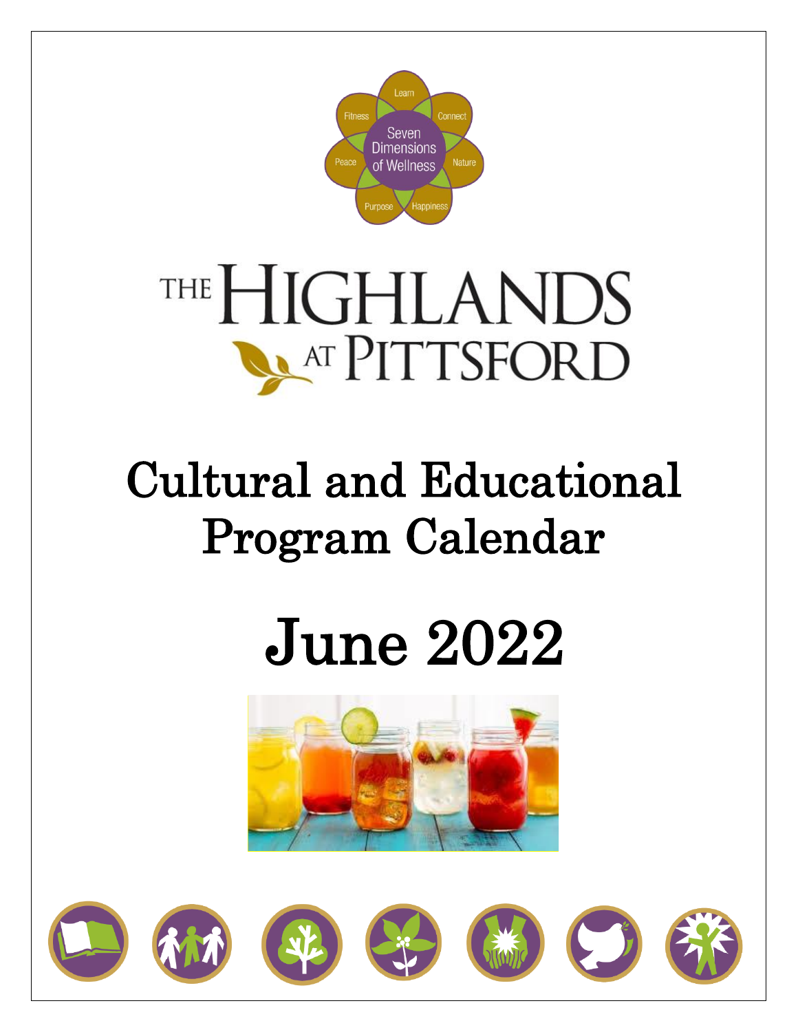Seven Dimensions of Wellness

Learn · Connect · Nature · Happiness · Purpose · Peace · Fitness

# THE HIGHLANDS AT PITTSFORD

# Cultural and Educational Program Calendar

# June 2022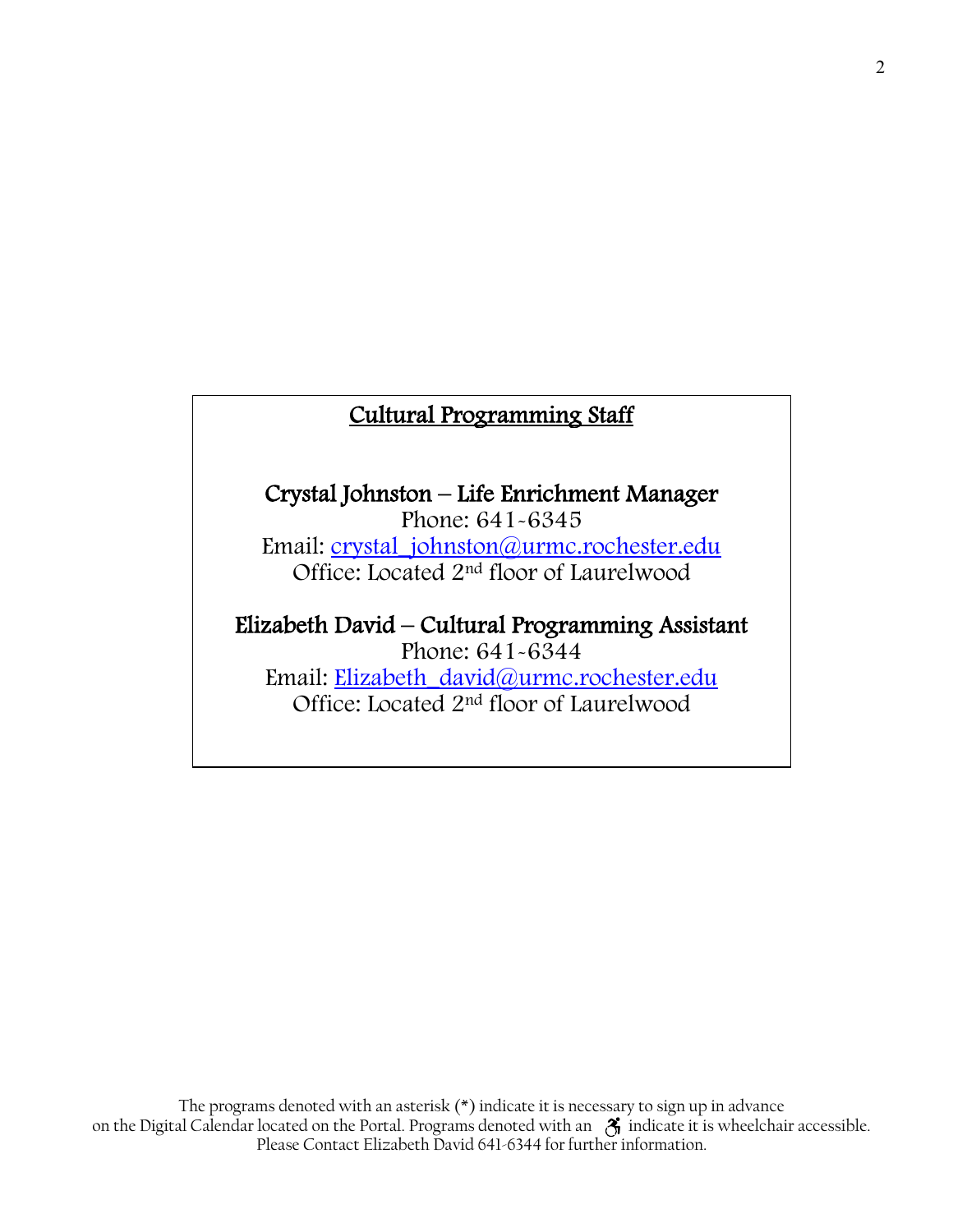## Cultural Programming Staff

**Crystal Johnston – Life Enrichment Manager**
Phone: 641-6345
Email: [crystal_johnston@urmc.rochester.edu](mailto:crystal_johnston@urmc.rochester.edu)
Office: Located 2nd floor of Laurelwood

**Elizabeth David – Cultural Programming Assistant**
Phone: 641-6344
Email: [Elizabeth_david@urmc.rochester.edu](mailto:Elizabeth_david@urmc.rochester.edu)
Office: Located 2nd floor of Laurelwood

The programs denoted with an asterisk (*) indicate it is necessary to sign up in advance on the Digital Calendar located on the Portal. Programs denoted with an ♿ indicate it is wheelchair accessible. Please Contact Elizabeth David 641-6344 for further information.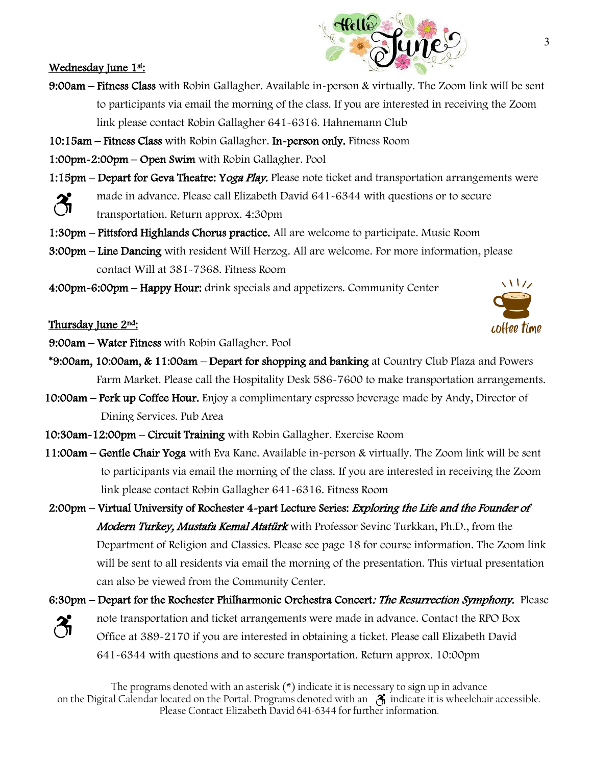## Wednesday June 1st:

**9:00am – Fitness Class** with Robin Gallagher. Available in-person & virtually. The Zoom link will be sent to participants via email the morning of the class. If you are interested in receiving the Zoom link please contact Robin Gallagher 641-6316. Hahnemann Club

**10:15am – Fitness Class** with Robin Gallagher. **In-person only.** Fitness Room

**1:00pm-2:00pm – Open Swim** with Robin Gallagher. Pool

**1:15pm – Depart for Geva Theatre: *Yoga Play.*** Please note ticket and transportation arrangements were made in advance. Please call Elizabeth David 641-6344 with questions or to secure transportation. Return approx. 4:30pm

**1:30pm – Pittsford Highlands Chorus practice.** All are welcome to participate. Music Room

**3:00pm – Line Dancing** with resident Will Herzog. All are welcome. For more information, please contact Will at 381-7368. Fitness Room

**4:00pm-6:00pm – Happy Hour:** drink specials and appetizers. Community Center

## Thursday June 2nd:

**9:00am – Water Fitness** with Robin Gallagher. Pool

***9:00am, 10:00am, & 11:00am – Depart for shopping and banking** at Country Club Plaza and Powers Farm Market. Please call the Hospitality Desk 586-7600 to make transportation arrangements.

**10:00am – Perk up Coffee Hour.** Enjoy a complimentary espresso beverage made by Andy, Director of Dining Services. Pub Area

**10:30am-12:00pm – Circuit Training** with Robin Gallagher. Exercise Room

**11:00am – Gentle Chair Yoga** with Eva Kane. Available in-person & virtually. The Zoom link will be sent to participants via email the morning of the class. If you are interested in receiving the Zoom link please contact Robin Gallagher 641-6316. Fitness Room

**2:00pm – Virtual University of Rochester 4-part Lecture Series: *Exploring the Life and the Founder of Modern Turkey, Mustafa Kemal Atatürk*** with Professor Sevinc Turkkan, Ph.D., from the Department of Religion and Classics. Please see page 18 for course information. The Zoom link will be sent to all residents via email the morning of the presentation. This virtual presentation can also be viewed from the Community Center.

**6:30pm – Depart for the Rochester Philharmonic Orchestra Concert*: The Resurrection Symphony.*** Please note transportation and ticket arrangements were made in advance. Contact the RPO Box Office at 389-2170 if you are interested in obtaining a ticket. Please call Elizabeth David 641-6344 with questions and to secure transportation. Return approx. 10:00pm

The programs denoted with an asterisk (*) indicate it is necessary to sign up in advance on the Digital Calendar located on the Portal. Programs denoted with an ♿ indicate it is wheelchair accessible. Please Contact Elizabeth David 641-6344 for further information.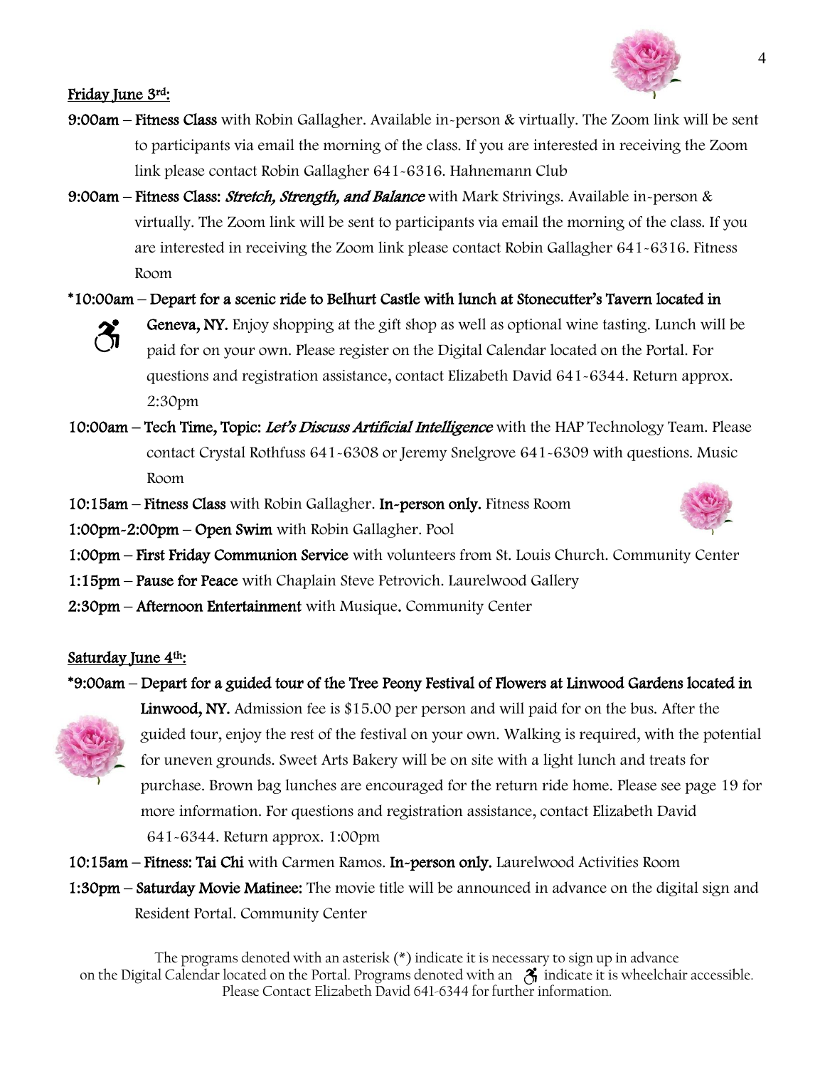## Friday June 3rd:

**9:00am** – **Fitness Class** with Robin Gallagher. Available in-person & virtually. The Zoom link will be sent to participants via email the morning of the class. If you are interested in receiving the Zoom link please contact Robin Gallagher 641-6316. Hahnemann Club

**9:00am** – **Fitness Class: *Stretch, Strength, and Balance*** with Mark Strivings. Available in-person & virtually. The Zoom link will be sent to participants via email the morning of the class. If you are interested in receiving the Zoom link please contact Robin Gallagher 641-6316. Fitness Room

**\*10:00am** – **Depart for a scenic ride to Belhurt Castle with lunch at Stonecutter's Tavern located in Geneva, NY.** Enjoy shopping at the gift shop as well as optional wine tasting. Lunch will be paid for on your own. Please register on the Digital Calendar located on the Portal. For questions and registration assistance, contact Elizabeth David 641-6344. Return approx. 2:30pm

**10:00am** – **Tech Time, Topic: *Let's Discuss Artificial Intelligence*** with the HAP Technology Team. Please contact Crystal Rothfuss 641-6308 or Jeremy Snelgrove 641-6309 with questions. Music Room

**10:15am** – **Fitness Class** with Robin Gallagher. **In-person only.** Fitness Room

**1:00pm-2:00pm** – **Open Swim** with Robin Gallagher. Pool

**1:00pm** – **First Friday Communion Service** with volunteers from St. Louis Church. Community Center

**1:15pm** – **Pause for Peace** with Chaplain Steve Petrovich. Laurelwood Gallery

**2:30pm** – **Afternoon Entertainment** with Musique. Community Center

## Saturday June 4th:

**\*9:00am** – **Depart for a guided tour of the Tree Peony Festival of Flowers at Linwood Gardens located in Linwood, NY.** Admission fee is $15.00 per person and will paid for on the bus. After the guided tour, enjoy the rest of the festival on your own. Walking is required, with the potential for uneven grounds. Sweet Arts Bakery will be on site with a light lunch and treats for purchase. Brown bag lunches are encouraged for the return ride home. Please see page 19 for more information. For questions and registration assistance, contact Elizabeth David 641-6344. Return approx. 1:00pm

**10:15am** – **Fitness: Tai Chi** with Carmen Ramos. **In-person only.** Laurelwood Activities Room

**1:30pm** – **Saturday Movie Matinee:** The movie title will be announced in advance on the digital sign and Resident Portal. Community Center

The programs denoted with an asterisk (*) indicate it is necessary to sign up in advance on the Digital Calendar located on the Portal. Programs denoted with an ♿ indicate it is wheelchair accessible. Please Contact Elizabeth David 641-6344 for further information.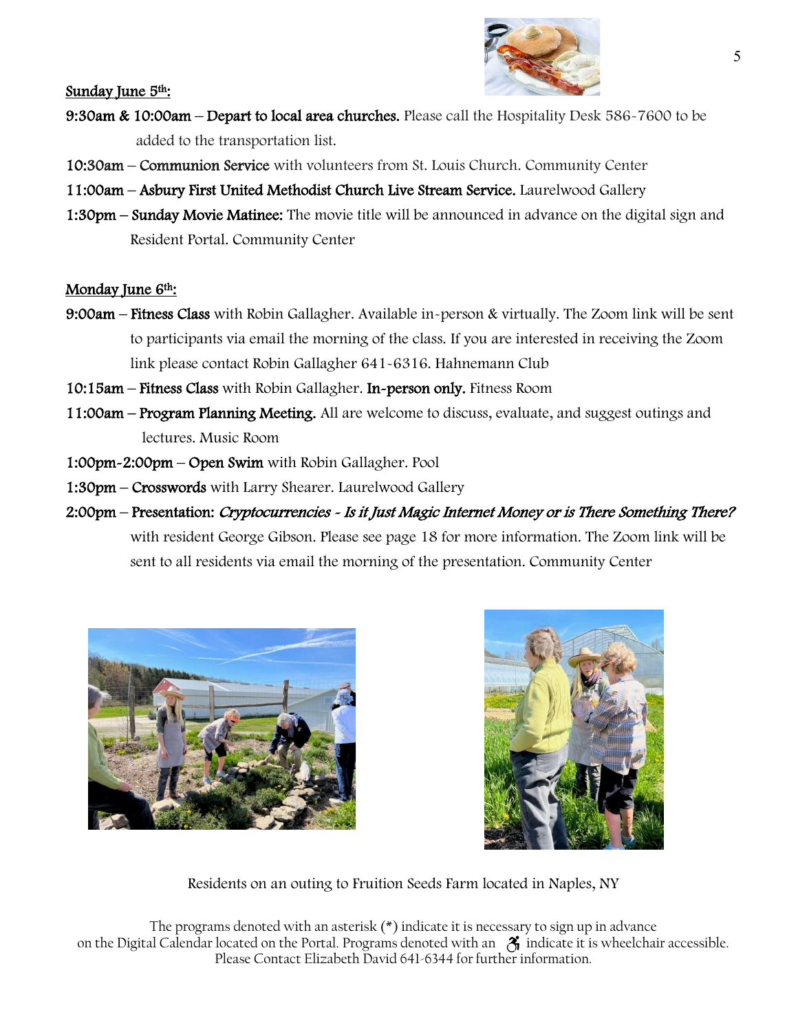**Sunday June 5th:**

**9:30am & 10:00am – Depart to local area churches.** Please call the Hospitality Desk 586-7600 to be added to the transportation list.

**10:30am – Communion Service** with volunteers from St. Louis Church. Community Center

**11:00am – Asbury First United Methodist Church Live Stream Service.** Laurelwood Gallery

**1:30pm – Sunday Movie Matinee:** The movie title will be announced in advance on the digital sign and Resident Portal. Community Center

**Monday June 6th:**

**9:00am – Fitness Class** with Robin Gallagher. Available in-person & virtually. The Zoom link will be sent to participants via email the morning of the class. If you are interested in receiving the Zoom link please contact Robin Gallagher 641-6316. Hahnemann Club

**10:15am – Fitness Class** with Robin Gallagher. **In-person only.** Fitness Room

**11:00am – Program Planning Meeting.** All are welcome to discuss, evaluate, and suggest outings and lectures. Music Room

**1:00pm-2:00pm – Open Swim** with Robin Gallagher. Pool

**1:30pm – Crosswords** with Larry Shearer. Laurelwood Gallery

**2:00pm – Presentation:** ***Cryptocurrencies - Is it Just Magic Internet Money or is There Something There?*** with resident George Gibson. Please see page 18 for more information. The Zoom link will be sent to all residents via email the morning of the presentation. Community Center

Residents on an outing to Fruition Seeds Farm located in Naples, NY

The programs denoted with an asterisk (*) indicate it is necessary to sign up in advance on the Digital Calendar located on the Portal. Programs denoted with an ♿ indicate it is wheelchair accessible. Please Contact Elizabeth David 641-6344 for further information.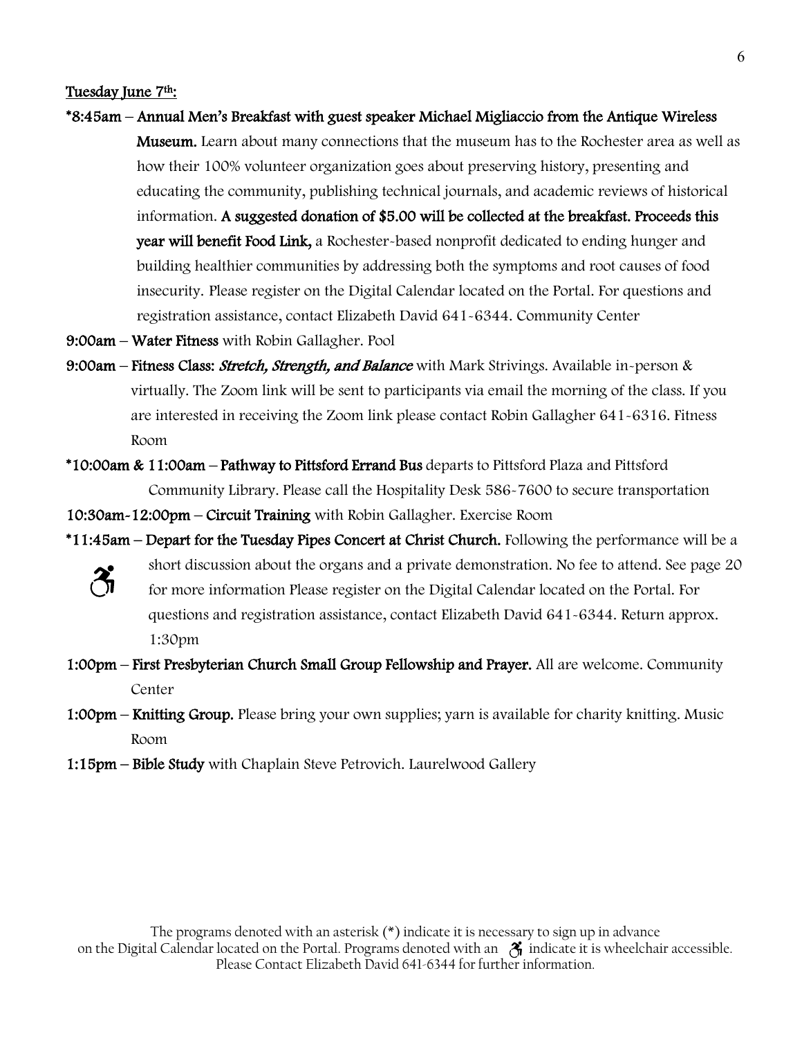**Tuesday June 7th:**

**\*8:45am – Annual Men's Breakfast with guest speaker Michael Migliaccio from the Antique Wireless Museum.** Learn about many connections that the museum has to the Rochester area as well as how their 100% volunteer organization goes about preserving history, presenting and educating the community, publishing technical journals, and academic reviews of historical information. **A suggested donation of $5.00 will be collected at the breakfast. Proceeds this year will benefit Food Link,** a Rochester-based nonprofit dedicated to ending hunger and building healthier communities by addressing both the symptoms and root causes of food insecurity. Please register on the Digital Calendar located on the Portal. For questions and registration assistance, contact Elizabeth David 641-6344. Community Center

**9:00am – Water Fitness** with Robin Gallagher. Pool

**9:00am – Fitness Class: *Stretch, Strength, and Balance*** with Mark Strivings. Available in-person & virtually. The Zoom link will be sent to participants via email the morning of the class. If you are interested in receiving the Zoom link please contact Robin Gallagher 641-6316. Fitness Room

**\*10:00am & 11:00am – Pathway to Pittsford Errand Bus** departs to Pittsford Plaza and Pittsford Community Library. Please call the Hospitality Desk 586-7600 to secure transportation

**10:30am-12:00pm – Circuit Training** with Robin Gallagher. Exercise Room

**\*11:45am – Depart for the Tuesday Pipes Concert at Christ Church.** Following the performance will be a short discussion about the organs and a private demonstration. No fee to attend. See page 20 for more information Please register on the Digital Calendar located on the Portal. For questions and registration assistance, contact Elizabeth David 641-6344. Return approx. 1:30pm

**1:00pm – First Presbyterian Church Small Group Fellowship and Prayer.** All are welcome. Community Center

**1:00pm – Knitting Group.** Please bring your own supplies; yarn is available for charity knitting. Music Room

**1:15pm – Bible Study** with Chaplain Steve Petrovich. Laurelwood Gallery

The programs denoted with an asterisk (*) indicate it is necessary to sign up in advance on the Digital Calendar located on the Portal. Programs denoted with an ♿ indicate it is wheelchair accessible. Please Contact Elizabeth David 641-6344 for further information.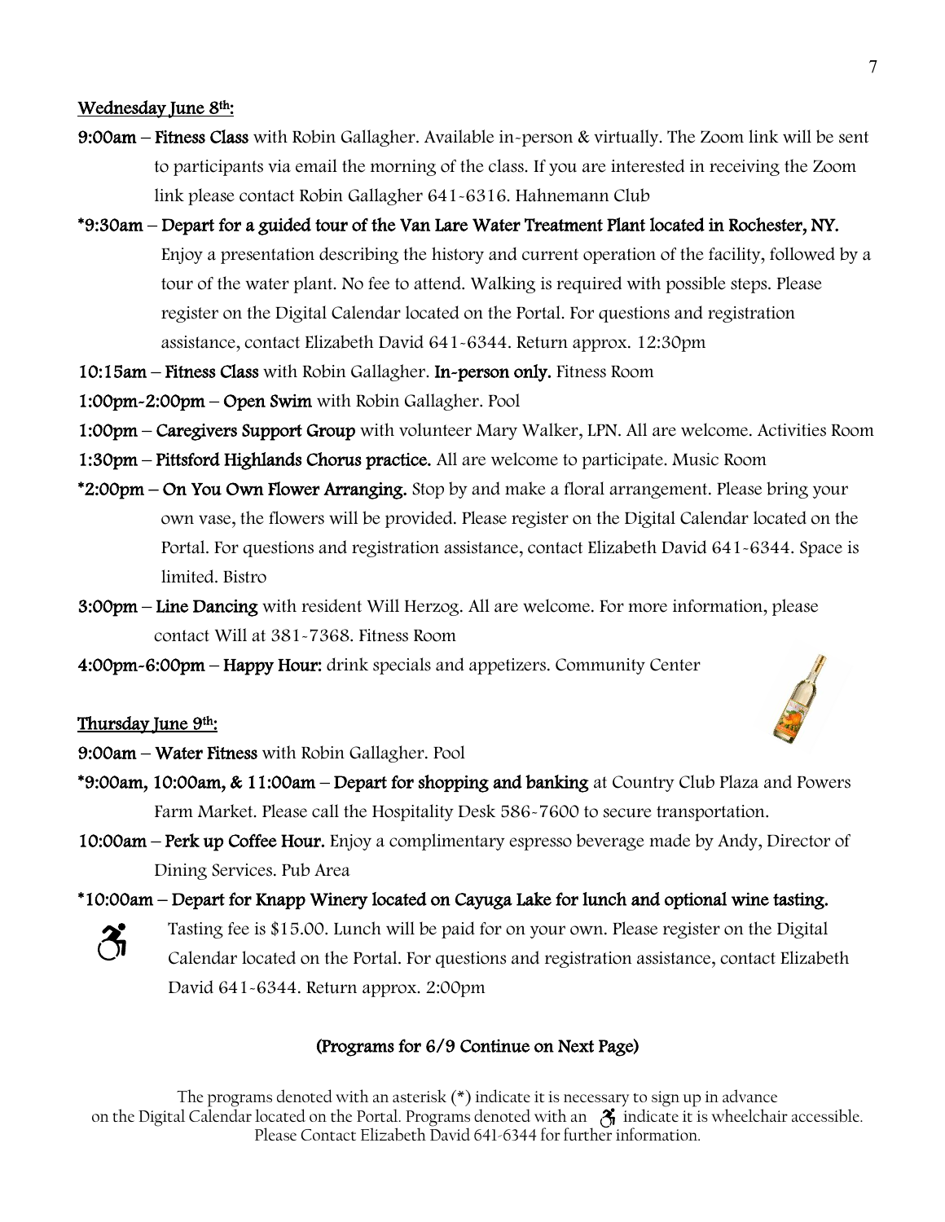Wednesday June 8th:

**9:00am – Fitness Class** with Robin Gallagher. Available in-person & virtually. The Zoom link will be sent to participants via email the morning of the class. If you are interested in receiving the Zoom link please contact Robin Gallagher 641-6316. Hahnemann Club

**\*9:30am – Depart for a guided tour of the Van Lare Water Treatment Plant located in Rochester, NY.** Enjoy a presentation describing the history and current operation of the facility, followed by a tour of the water plant. No fee to attend. Walking is required with possible steps. Please register on the Digital Calendar located on the Portal. For questions and registration assistance, contact Elizabeth David 641-6344. Return approx. 12:30pm

**10:15am – Fitness Class** with Robin Gallagher. **In-person only.** Fitness Room

**1:00pm-2:00pm – Open Swim** with Robin Gallagher. Pool

**1:00pm – Caregivers Support Group** with volunteer Mary Walker, LPN. All are welcome. Activities Room

**1:30pm – Pittsford Highlands Chorus practice.** All are welcome to participate. Music Room

**\*2:00pm – On You Own Flower Arranging.** Stop by and make a floral arrangement. Please bring your own vase, the flowers will be provided. Please register on the Digital Calendar located on the Portal. For questions and registration assistance, contact Elizabeth David 641-6344. Space is limited. Bistro

**3:00pm – Line Dancing** with resident Will Herzog. All are welcome. For more information, please contact Will at 381-7368. Fitness Room

**4:00pm-6:00pm – Happy Hour:** drink specials and appetizers. Community Center

Thursday June 9th:

**9:00am – Water Fitness** with Robin Gallagher. Pool

**\*9:00am, 10:00am, & 11:00am – Depart for shopping and banking** at Country Club Plaza and Powers Farm Market. Please call the Hospitality Desk 586-7600 to secure transportation.

**10:00am – Perk up Coffee Hour.** Enjoy a complimentary espresso beverage made by Andy, Director of Dining Services. Pub Area

**\*10:00am – Depart for Knapp Winery located on Cayuga Lake for lunch and optional wine tasting.** ♿ Tasting fee is $15.00. Lunch will be paid for on your own. Please register on the Digital Calendar located on the Portal. For questions and registration assistance, contact Elizabeth David 641-6344. Return approx. 2:00pm

**(Programs for 6/9 Continue on Next Page)**

The programs denoted with an asterisk (*) indicate it is necessary to sign up in advance on the Digital Calendar located on the Portal. Programs denoted with an ♿ indicate it is wheelchair accessible. Please Contact Elizabeth David 641-6344 for further information.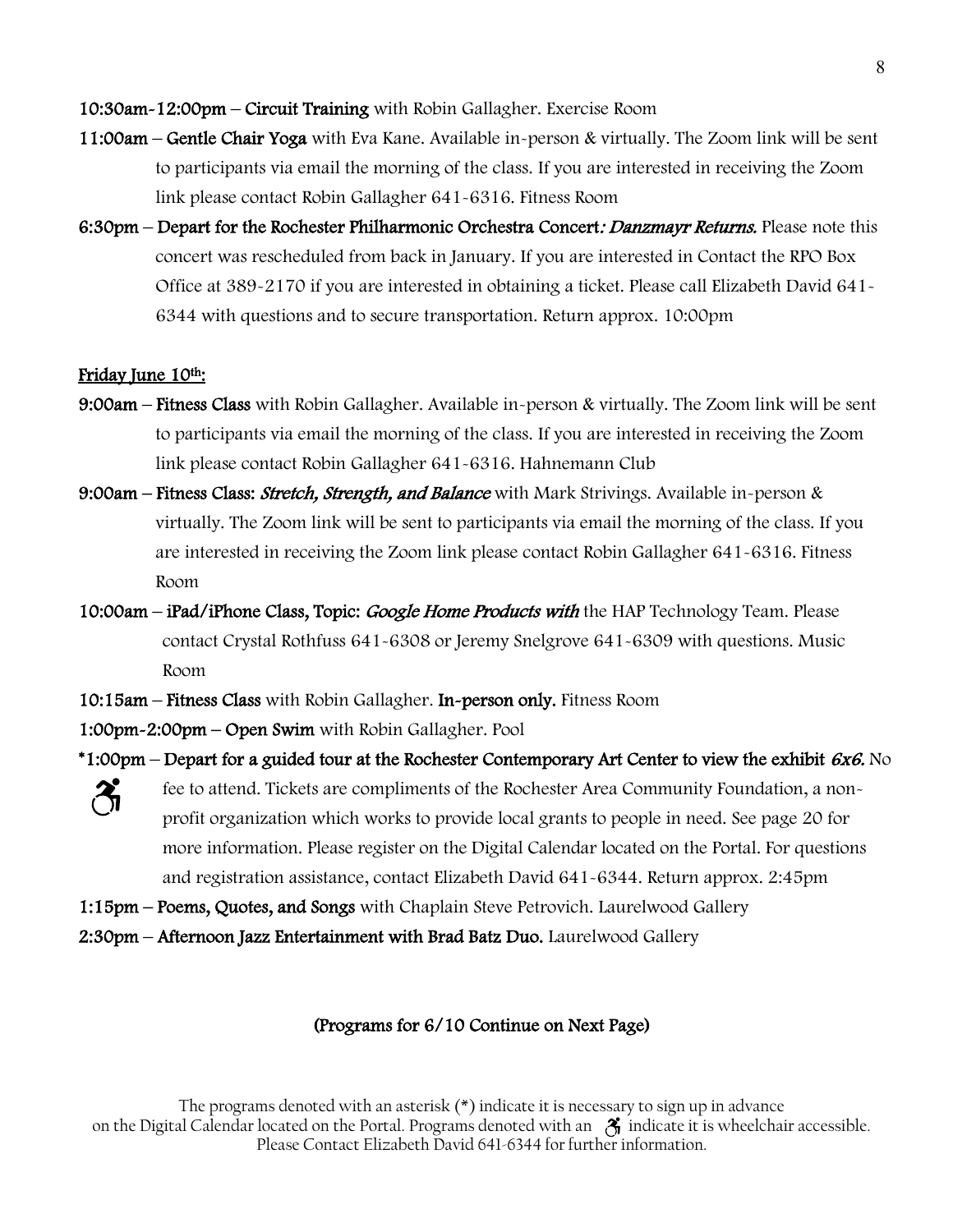**10:30am-12:00pm – Circuit Training** with Robin Gallagher. Exercise Room

**11:00am – Gentle Chair Yoga** with Eva Kane. Available in-person & virtually. The Zoom link will be sent to participants via email the morning of the class. If you are interested in receiving the Zoom link please contact Robin Gallagher 641-6316. Fitness Room

**6:30pm – Depart for the Rochester Philharmonic Orchestra Concert*: Danzmayr Returns.*** Please note this concert was rescheduled from back in January. If you are interested in Contact the RPO Box Office at 389-2170 if you are interested in obtaining a ticket. Please call Elizabeth David 641-6344 with questions and to secure transportation. Return approx. 10:00pm

## Friday June 10th:

**9:00am – Fitness Class** with Robin Gallagher. Available in-person & virtually. The Zoom link will be sent to participants via email the morning of the class. If you are interested in receiving the Zoom link please contact Robin Gallagher 641-6316. Hahnemann Club

**9:00am – Fitness Class: *Stretch, Strength, and Balance*** with Mark Strivings. Available in-person & virtually. The Zoom link will be sent to participants via email the morning of the class. If you are interested in receiving the Zoom link please contact Robin Gallagher 641-6316. Fitness Room

**10:00am – iPad/iPhone Class, Topic: *Google Home Products with*** the HAP Technology Team. Please contact Crystal Rothfuss 641-6308 or Jeremy Snelgrove 641-6309 with questions. Music Room

**10:15am – Fitness Class** with Robin Gallagher. **In-person only.** Fitness Room

**1:00pm-2:00pm – Open Swim** with Robin Gallagher. Pool

**\*1:00pm – Depart for a guided tour at the Rochester Contemporary Art Center to view the exhibit *6x6.*** No fee to attend. Tickets are compliments of the Rochester Area Community Foundation, a non-profit organization which works to provide local grants to people in need. See page 20 for more information. Please register on the Digital Calendar located on the Portal. For questions and registration assistance, contact Elizabeth David 641-6344. Return approx. 2:45pm

**1:15pm – Poems, Quotes, and Songs** with Chaplain Steve Petrovich. Laurelwood Gallery

**2:30pm – Afternoon Jazz Entertainment with Brad Batz Duo.** Laurelwood Gallery

**(Programs for 6/10 Continue on Next Page)**

The programs denoted with an asterisk (*) indicate it is necessary to sign up in advance on the Digital Calendar located on the Portal. Programs denoted with an ♿ indicate it is wheelchair accessible. Please Contact Elizabeth David 641-6344 for further information.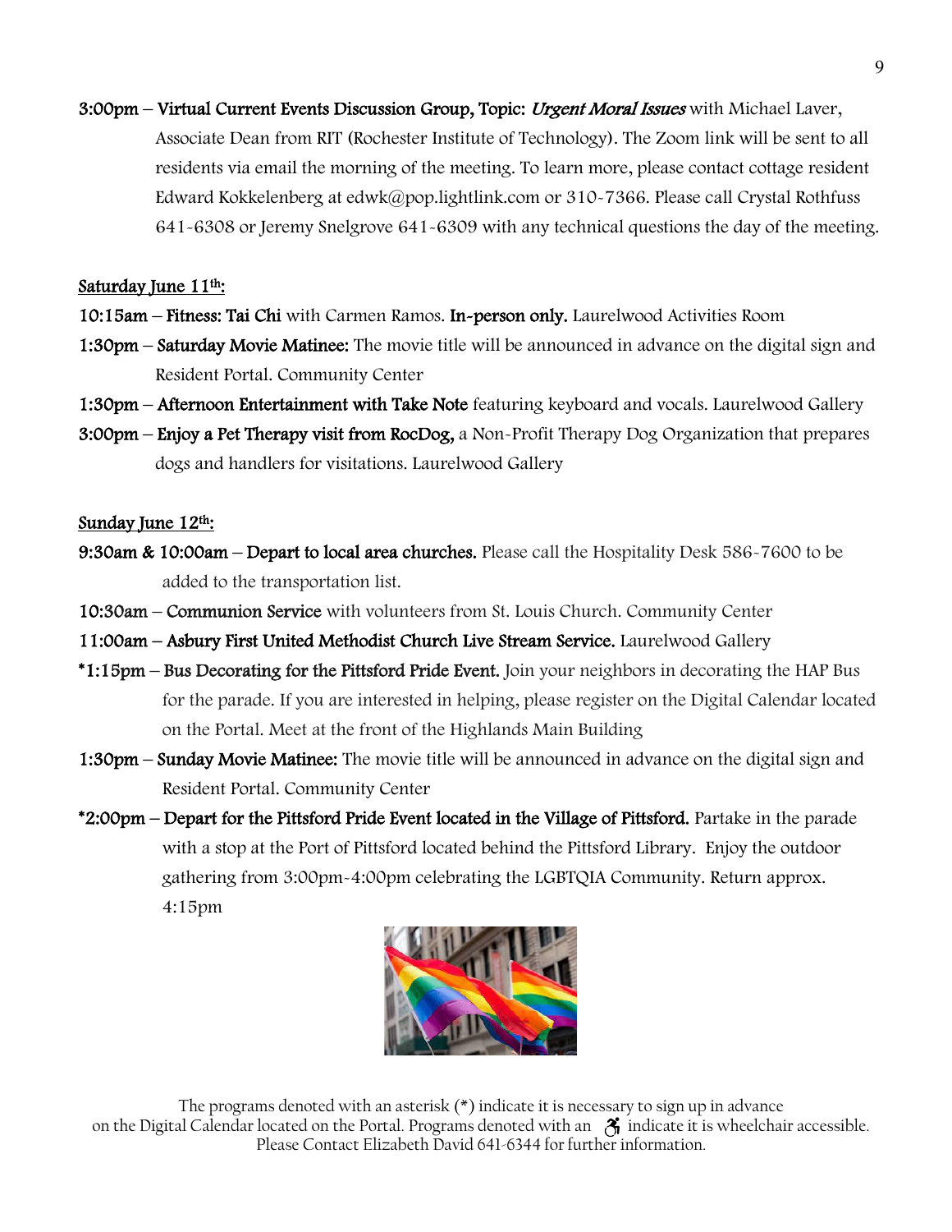**3:00pm – Virtual Current Events Discussion Group, Topic: *Urgent Moral Issues*** with Michael Laver, Associate Dean from RIT (Rochester Institute of Technology). The Zoom link will be sent to all residents via email the morning of the meeting. To learn more, please contact cottage resident Edward Kokkelenberg at edwk@pop.lightlink.com or 310-7366. Please call Crystal Rothfuss 641-6308 or Jeremy Snelgrove 641-6309 with any technical questions the day of the meeting.

## Saturday June 11th:

**10:15am – Fitness: Tai Chi** with Carmen Ramos. **In-person only.** Laurelwood Activities Room

**1:30pm – Saturday Movie Matinee:** The movie title will be announced in advance on the digital sign and Resident Portal. Community Center

**1:30pm – Afternoon Entertainment with Take Note** featuring keyboard and vocals. Laurelwood Gallery

**3:00pm – Enjoy a Pet Therapy visit from RocDog,** a Non-Profit Therapy Dog Organization that prepares dogs and handlers for visitations. Laurelwood Gallery

## Sunday June 12th:

**9:30am & 10:00am – Depart to local area churches.** Please call the Hospitality Desk 586-7600 to be added to the transportation list.

**10:30am – Communion Service** with volunteers from St. Louis Church. Community Center

**11:00am – Asbury First United Methodist Church Live Stream Service.** Laurelwood Gallery

**\*1:15pm – Bus Decorating for the Pittsford Pride Event.** Join your neighbors in decorating the HAP Bus for the parade. If you are interested in helping, please register on the Digital Calendar located on the Portal. Meet at the front of the Highlands Main Building

**1:30pm – Sunday Movie Matinee:** The movie title will be announced in advance on the digital sign and Resident Portal. Community Center

**\*2:00pm – Depart for the Pittsford Pride Event located in the Village of Pittsford.** Partake in the parade with a stop at the Port of Pittsford located behind the Pittsford Library. Enjoy the outdoor gathering from 3:00pm-4:00pm celebrating the LGBTQIA Community. Return approx. 4:15pm

The programs denoted with an asterisk (*) indicate it is necessary to sign up in advance on the Digital Calendar located on the Portal. Programs denoted with an ♿ indicate it is wheelchair accessible. Please Contact Elizabeth David 641-6344 for further information.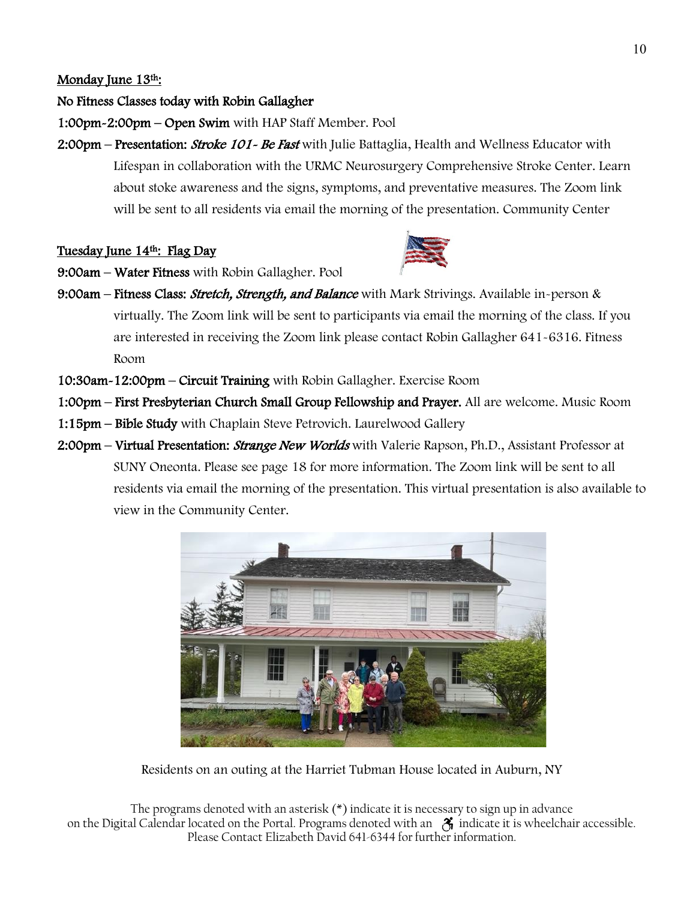**Monday June 13th:**

**No Fitness Classes today with Robin Gallagher**

**1:00pm-2:00pm – Open Swim** with HAP Staff Member. Pool

**2:00pm – Presentation:** ***Stroke 101- Be Fast*** with Julie Battaglia, Health and Wellness Educator with Lifespan in collaboration with the URMC Neurosurgery Comprehensive Stroke Center. Learn about stoke awareness and the signs, symptoms, and preventative measures. The Zoom link will be sent to all residents via email the morning of the presentation. Community Center

**Tuesday June 14th: Flag Day**

**9:00am – Water Fitness** with Robin Gallagher. Pool

**9:00am – Fitness Class:** ***Stretch, Strength, and Balance*** with Mark Strivings. Available in-person & virtually. The Zoom link will be sent to participants via email the morning of the class. If you are interested in receiving the Zoom link please contact Robin Gallagher 641-6316. Fitness Room

**10:30am-12:00pm – Circuit Training** with Robin Gallagher. Exercise Room

**1:00pm – First Presbyterian Church Small Group Fellowship and Prayer.** All are welcome. Music Room

**1:15pm – Bible Study** with Chaplain Steve Petrovich. Laurelwood Gallery

**2:00pm – Virtual Presentation:** ***Strange New Worlds*** with Valerie Rapson, Ph.D., Assistant Professor at SUNY Oneonta. Please see page 18 for more information. The Zoom link will be sent to all residents via email the morning of the presentation. This virtual presentation is also available to view in the Community Center.

Residents on an outing at the Harriet Tubman House located in Auburn, NY

The programs denoted with an asterisk (*) indicate it is necessary to sign up in advance on the Digital Calendar located on the Portal. Programs denoted with an ♿ indicate it is wheelchair accessible. Please Contact Elizabeth David 641-6344 for further information.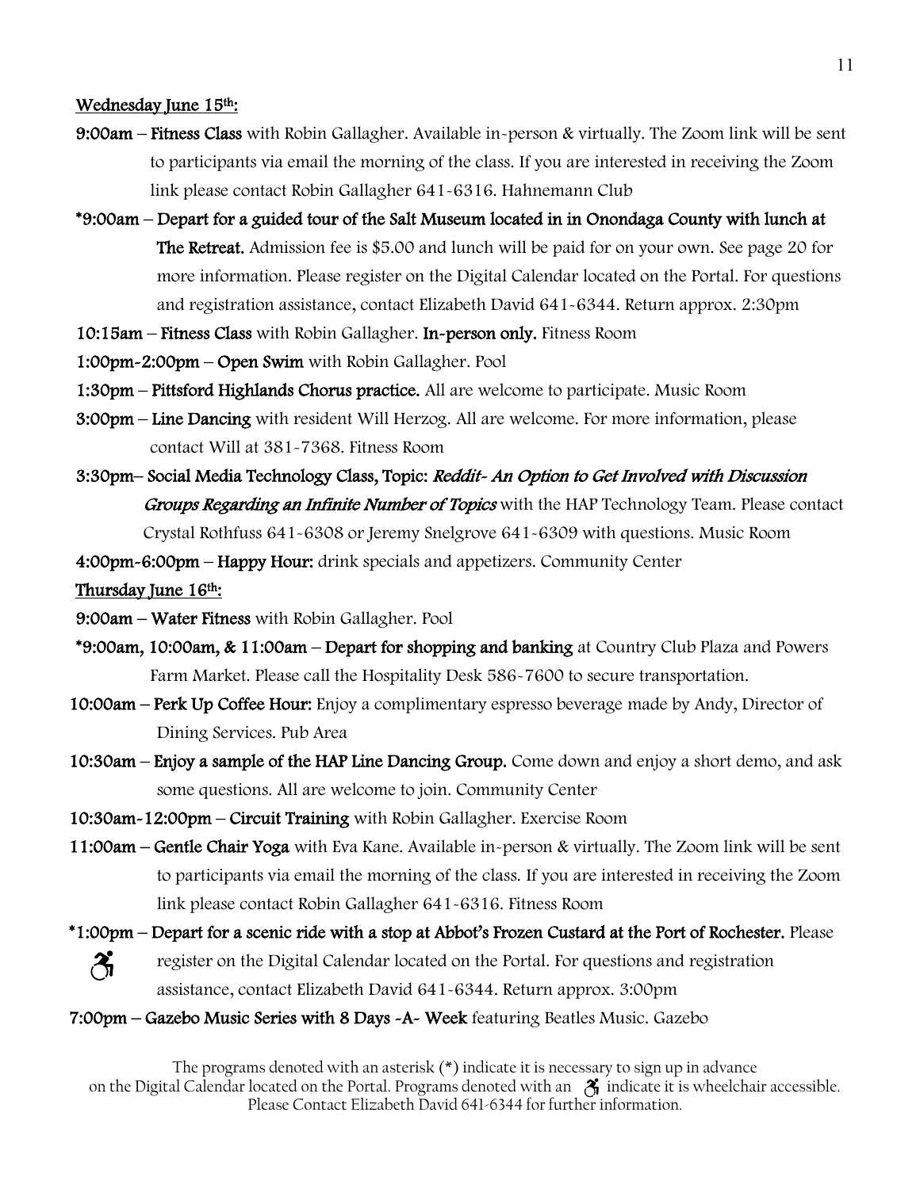<u>Wednesday June 15th:</u>

**9:00am – Fitness Class** with Robin Gallagher. Available in-person & virtually. The Zoom link will be sent to participants via email the morning of the class. If you are interested in receiving the Zoom link please contact Robin Gallagher 641-6316. Hahnemann Club

**\*9:00am – Depart for a guided tour of the Salt Museum located in in Onondaga County with lunch at The Retreat.** Admission fee is $5.00 and lunch will be paid for on your own. See page 20 for more information. Please register on the Digital Calendar located on the Portal. For questions and registration assistance, contact Elizabeth David 641-6344. Return approx. 2:30pm

**10:15am – Fitness Class** with Robin Gallagher. **In-person only.** Fitness Room

**1:00pm-2:00pm – Open Swim** with Robin Gallagher. Pool

**1:30pm – Pittsford Highlands Chorus practice.** All are welcome to participate. Music Room

**3:00pm – Line Dancing** with resident Will Herzog. All are welcome. For more information, please contact Will at 381-7368. Fitness Room

**3:30pm– Social Media Technology Class, Topic:** ***Reddit- An Option to Get Involved with Discussion Groups Regarding an Infinite Number of Topics*** with the HAP Technology Team. Please contact Crystal Rothfuss 641-6308 or Jeremy Snelgrove 641-6309 with questions. Music Room

**4:00pm-6:00pm – Happy Hour:** drink specials and appetizers. Community Center

<u>Thursday June 16th:</u>

**9:00am – Water Fitness** with Robin Gallagher. Pool

**\*9:00am, 10:00am, & 11:00am – Depart for shopping and banking** at Country Club Plaza and Powers Farm Market. Please call the Hospitality Desk 586-7600 to secure transportation.

**10:00am – Perk Up Coffee Hour:** Enjoy a complimentary espresso beverage made by Andy, Director of Dining Services. Pub Area

**10:30am – Enjoy a sample of the HAP Line Dancing Group.** Come down and enjoy a short demo, and ask some questions. All are welcome to join. Community Center

**10:30am-12:00pm – Circuit Training** with Robin Gallagher. Exercise Room

**11:00am – Gentle Chair Yoga** with Eva Kane. Available in-person & virtually. The Zoom link will be sent to participants via email the morning of the class. If you are interested in receiving the Zoom link please contact Robin Gallagher 641-6316. Fitness Room

**\*1:00pm – Depart for a scenic ride with a stop at Abbot's Frozen Custard at the Port of Rochester.** Please register on the Digital Calendar located on the Portal. For questions and registration assistance, contact Elizabeth David 641-6344. Return approx. 3:00pm ♿

**7:00pm – Gazebo Music Series with 8 Days -A- Week** featuring Beatles Music. Gazebo

The programs denoted with an asterisk (*) indicate it is necessary to sign up in advance on the Digital Calendar located on the Portal. Programs denoted with an ♿ indicate it is wheelchair accessible. Please Contact Elizabeth David 641-6344 for further information.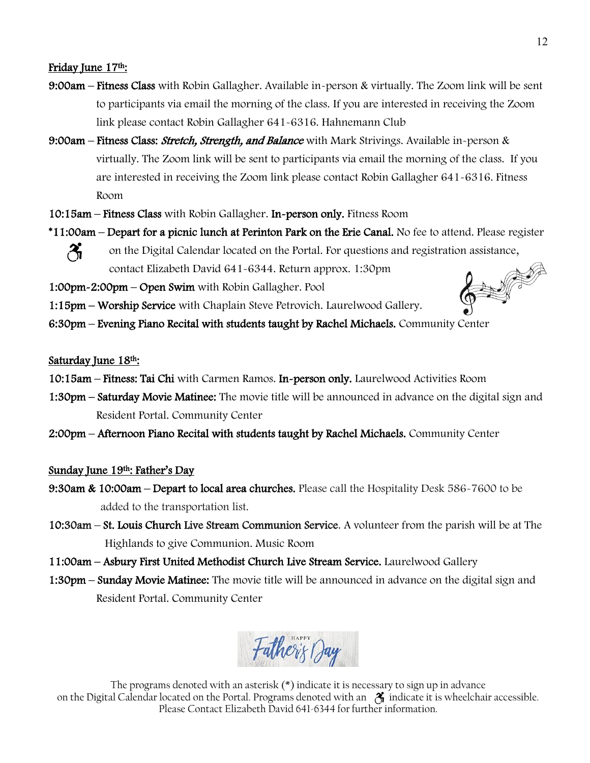**Friday June 17th:**

**9:00am – Fitness Class** with Robin Gallagher. Available in-person & virtually. The Zoom link will be sent to participants via email the morning of the class. If you are interested in receiving the Zoom link please contact Robin Gallagher 641-6316. Hahnemann Club

**9:00am – Fitness Class: *Stretch, Strength, and Balance*** with Mark Strivings. Available in-person & virtually. The Zoom link will be sent to participants via email the morning of the class. If you are interested in receiving the Zoom link please contact Robin Gallagher 641-6316. Fitness Room

**10:15am – Fitness Class** with Robin Gallagher. **In-person only.** Fitness Room

**\*11:00am – Depart for a picnic lunch at Perinton Park on the Erie Canal.** No fee to attend. Please register on the Digital Calendar located on the Portal. For questions and registration assistance, contact Elizabeth David 641-6344. Return approx. 1:30pm

**1:00pm-2:00pm – Open Swim** with Robin Gallagher. Pool

**1:15pm – Worship Service** with Chaplain Steve Petrovich. Laurelwood Gallery.

**6:30pm – Evening Piano Recital with students taught by Rachel Michaels.** Community Center

**Saturday June 18th:**

**10:15am – Fitness: Tai Chi** with Carmen Ramos. **In-person only.** Laurelwood Activities Room

**1:30pm – Saturday Movie Matinee:** The movie title will be announced in advance on the digital sign and Resident Portal. Community Center

**2:00pm – Afternoon Piano Recital with students taught by Rachel Michaels.** Community Center

**Sunday June 19th: Father's Day**

**9:30am & 10:00am – Depart to local area churches.** Please call the Hospitality Desk 586-7600 to be added to the transportation list.

**10:30am – St. Louis Church Live Stream Communion Service**. A volunteer from the parish will be at The Highlands to give Communion. Music Room

**11:00am – Asbury First United Methodist Church Live Stream Service.** Laurelwood Gallery

**1:30pm – Sunday Movie Matinee:** The movie title will be announced in advance on the digital sign and Resident Portal. Community Center

HAPPY Father's Day

The programs denoted with an asterisk (*) indicate it is necessary to sign up in advance on the Digital Calendar located on the Portal. Programs denoted with an ♿ indicate it is wheelchair accessible. Please Contact Elizabeth David 641-6344 for further information.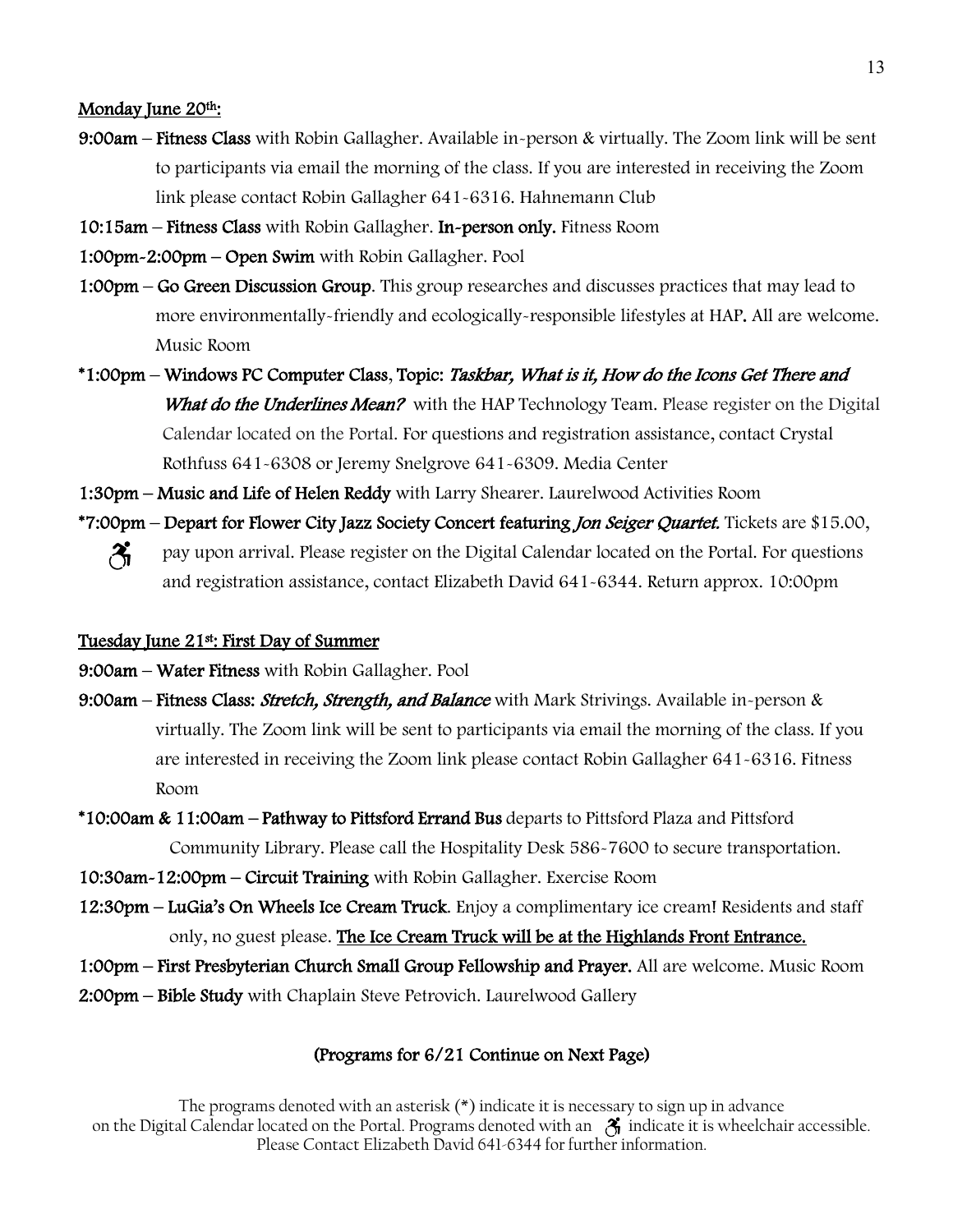Monday June 20th:

**9:00am – Fitness Class** with Robin Gallagher. Available in-person & virtually. The Zoom link will be sent to participants via email the morning of the class. If you are interested in receiving the Zoom link please contact Robin Gallagher 641-6316. Hahnemann Club

**10:15am – Fitness Class** with Robin Gallagher. **In-person only.** Fitness Room

**1:00pm-2:00pm – Open Swim** with Robin Gallagher. Pool

**1:00pm – Go Green Discussion Group**. This group researches and discusses practices that may lead to more environmentally-friendly and ecologically-responsible lifestyles at HAP. All are welcome. Music Room

**\*1:00pm – Windows PC Computer Class**, **Topic:** ***Taskbar, What is it, How do the Icons Get There and What do the Underlines Mean?*** with the HAP Technology Team. Please register on the Digital Calendar located on the Portal. For questions and registration assistance, contact Crystal Rothfuss 641-6308 or Jeremy Snelgrove 641-6309. Media Center

**1:30pm – Music and Life of Helen Reddy** with Larry Shearer. Laurelwood Activities Room

**\*7:00pm – Depart for Flower City Jazz Society Concert featuring** ***Jon Seiger Quartet.*** Tickets are $15.00, ♿ pay upon arrival. Please register on the Digital Calendar located on the Portal. For questions and registration assistance, contact Elizabeth David 641-6344. Return approx. 10:00pm

Tuesday June 21st: First Day of Summer

**9:00am – Water Fitness** with Robin Gallagher. Pool

**9:00am – Fitness Class:** ***Stretch, Strength, and Balance*** with Mark Strivings. Available in-person & virtually. The Zoom link will be sent to participants via email the morning of the class. If you are interested in receiving the Zoom link please contact Robin Gallagher 641-6316. Fitness Room

**\*10:00am & 11:00am – Pathway to Pittsford Errand Bus** departs to Pittsford Plaza and Pittsford Community Library. Please call the Hospitality Desk 586-7600 to secure transportation.

**10:30am-12:00pm – Circuit Training** with Robin Gallagher. Exercise Room

**12:30pm – LuGia's On Wheels Ice Cream Truck**. Enjoy a complimentary ice cream! Residents and staff only, no guest please. The Ice Cream Truck will be at the Highlands Front Entrance.

**1:00pm – First Presbyterian Church Small Group Fellowship and Prayer.** All are welcome. Music Room

**2:00pm – Bible Study** with Chaplain Steve Petrovich. Laurelwood Gallery

**(Programs for 6/21 Continue on Next Page)**

The programs denoted with an asterisk (*) indicate it is necessary to sign up in advance on the Digital Calendar located on the Portal. Programs denoted with an ♿ indicate it is wheelchair accessible. Please Contact Elizabeth David 641-6344 for further information.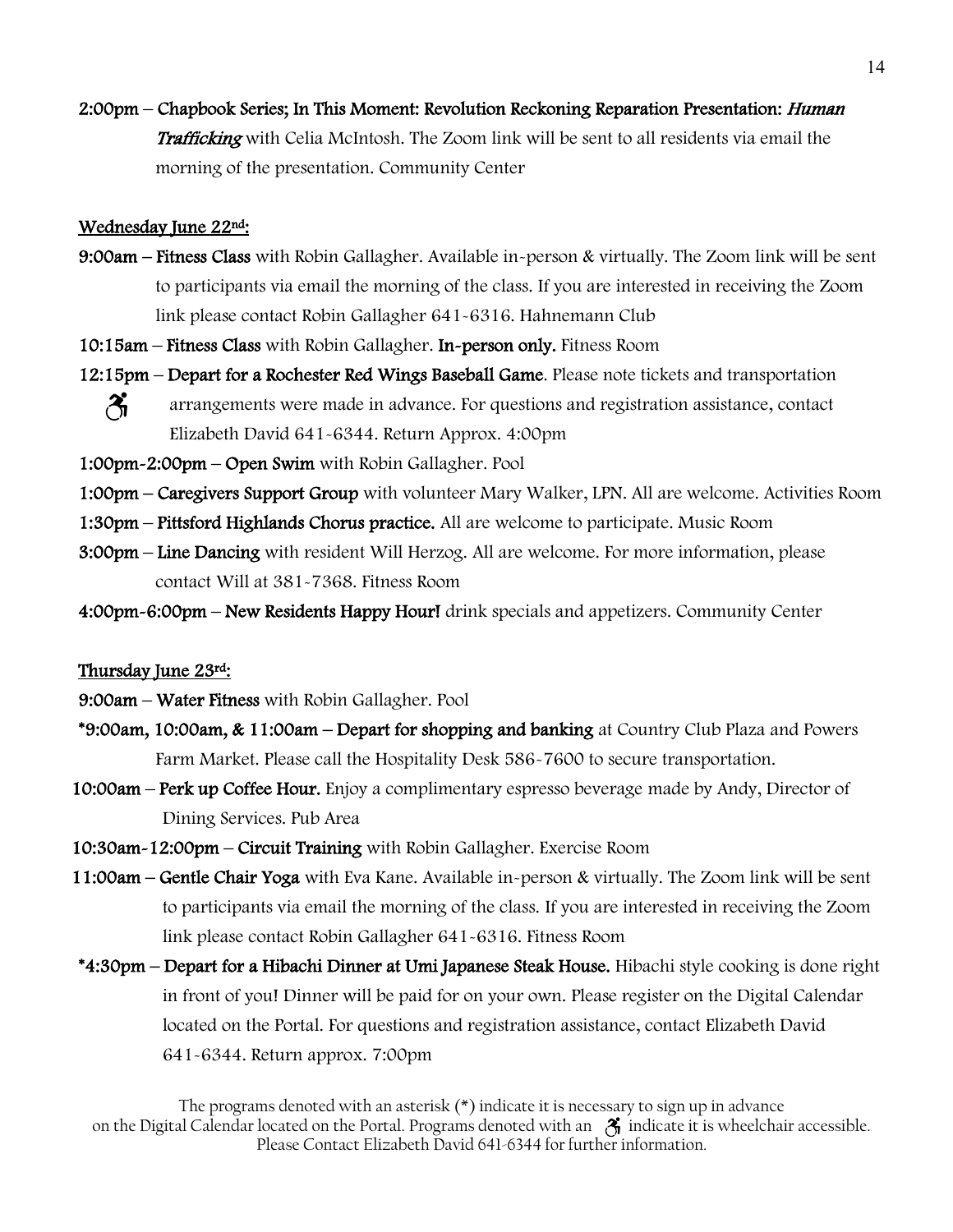**2:00pm** – **Chapbook Series; In This Moment: Revolution Reckoning Reparation Presentation:** ***Human Trafficking*** with Celia McIntosh. The Zoom link will be sent to all residents via email the morning of the presentation. Community Center

**Wednesday June 22nd:**

**9:00am** – **Fitness Class** with Robin Gallagher. Available in-person & virtually. The Zoom link will be sent to participants via email the morning of the class. If you are interested in receiving the Zoom link please contact Robin Gallagher 641-6316. Hahnemann Club

**10:15am** – **Fitness Class** with Robin Gallagher. **In-person only.** Fitness Room

**12:15pm** – **Depart for a Rochester Red Wings Baseball Game**. Please note tickets and transportation ♿ arrangements were made in advance. For questions and registration assistance, contact Elizabeth David 641-6344. Return Approx. 4:00pm

**1:00pm-2:00pm** – **Open Swim** with Robin Gallagher. Pool

**1:00pm** – **Caregivers Support Group** with volunteer Mary Walker, LPN. All are welcome. Activities Room

**1:30pm** – **Pittsford Highlands Chorus practice.** All are welcome to participate. Music Room

**3:00pm** – **Line Dancing** with resident Will Herzog. All are welcome. For more information, please contact Will at 381-7368. Fitness Room

**4:00pm-6:00pm** – **New Residents Happy Hour!** drink specials and appetizers. Community Center

**Thursday June 23rd:**

**9:00am** – **Water Fitness** with Robin Gallagher. Pool

**\*9:00am, 10:00am, & 11:00am** – **Depart for shopping and banking** at Country Club Plaza and Powers Farm Market. Please call the Hospitality Desk 586-7600 to secure transportation.

**10:00am** – **Perk up Coffee Hour.** Enjoy a complimentary espresso beverage made by Andy, Director of Dining Services. Pub Area

**10:30am-12:00pm** – **Circuit Training** with Robin Gallagher. Exercise Room

**11:00am** – **Gentle Chair Yoga** with Eva Kane. Available in-person & virtually. The Zoom link will be sent to participants via email the morning of the class. If you are interested in receiving the Zoom link please contact Robin Gallagher 641-6316. Fitness Room

**\*4:30pm** – **Depart for a Hibachi Dinner at Umi Japanese Steak House.** Hibachi style cooking is done right in front of you! Dinner will be paid for on your own. Please register on the Digital Calendar located on the Portal. For questions and registration assistance, contact Elizabeth David 641-6344. Return approx. 7:00pm

The programs denoted with an asterisk (*) indicate it is necessary to sign up in advance on the Digital Calendar located on the Portal. Programs denoted with an ♿ indicate it is wheelchair accessible. Please Contact Elizabeth David 641-6344 for further information.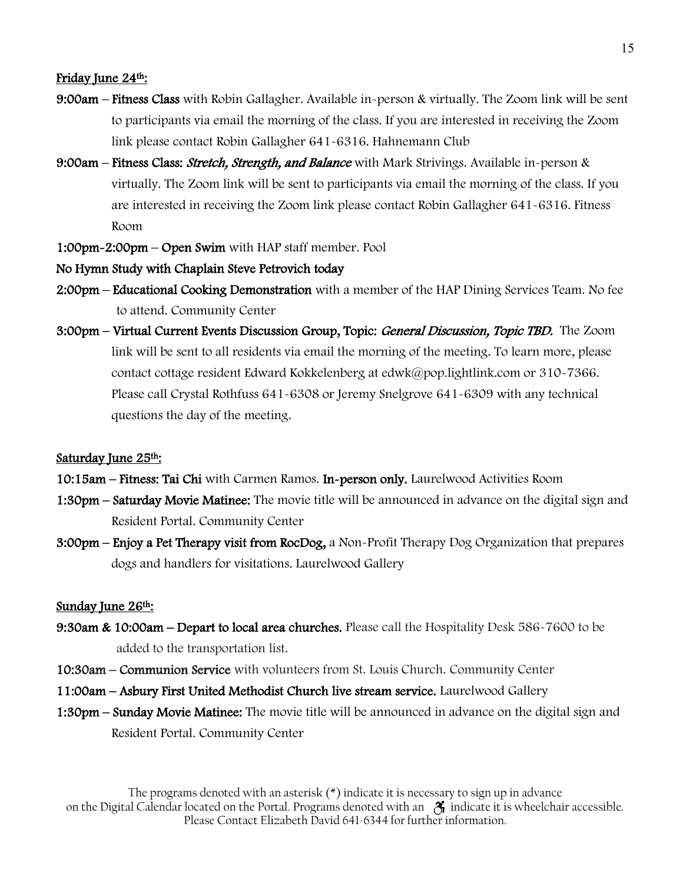**Friday June 24th:**

**9:00am** – **Fitness Class** with Robin Gallagher. Available in-person & virtually. The Zoom link will be sent to participants via email the morning of the class. If you are interested in receiving the Zoom link please contact Robin Gallagher 641-6316. Hahnemann Club

**9:00am** – **Fitness Class:** ***Stretch, Strength, and Balance*** with Mark Strivings. Available in-person & virtually. The Zoom link will be sent to participants via email the morning of the class. If you are interested in receiving the Zoom link please contact Robin Gallagher 641-6316. Fitness Room

**1:00pm-2:00pm** – **Open Swim** with HAP staff member. Pool

**No Hymn Study with Chaplain Steve Petrovich today**

**2:00pm** – **Educational Cooking Demonstration** with a member of the HAP Dining Services Team. No fee to attend. Community Center

**3:00pm** – **Virtual Current Events Discussion Group, Topic:** ***General Discussion, Topic TBD.*** The Zoom link will be sent to all residents via email the morning of the meeting. To learn more, please contact cottage resident Edward Kokkelenberg at edwk@pop.lightlink.com or 310-7366. Please call Crystal Rothfuss 641-6308 or Jeremy Snelgrove 641-6309 with any technical questions the day of the meeting.

**Saturday June 25th:**

**10:15am** – **Fitness: Tai Chi** with Carmen Ramos. **In-person only.** Laurelwood Activities Room

**1:30pm** – **Saturday Movie Matinee:** The movie title will be announced in advance on the digital sign and Resident Portal. Community Center

**3:00pm** – **Enjoy a Pet Therapy visit from RocDog,** a Non-Profit Therapy Dog Organization that prepares dogs and handlers for visitations. Laurelwood Gallery

**Sunday June 26th:**

**9:30am & 10:00am** – **Depart to local area churches.** Please call the Hospitality Desk 586-7600 to be added to the transportation list.

**10:30am** – **Communion Service** with volunteers from St. Louis Church. Community Center

**11:00am** – **Asbury First United Methodist Church live stream service.** Laurelwood Gallery

**1:30pm** – **Sunday Movie Matinee:** The movie title will be announced in advance on the digital sign and Resident Portal. Community Center

The programs denoted with an asterisk (*) indicate it is necessary to sign up in advance on the Digital Calendar located on the Portal. Programs denoted with an ♿ indicate it is wheelchair accessible. Please Contact Elizabeth David 641-6344 for further information.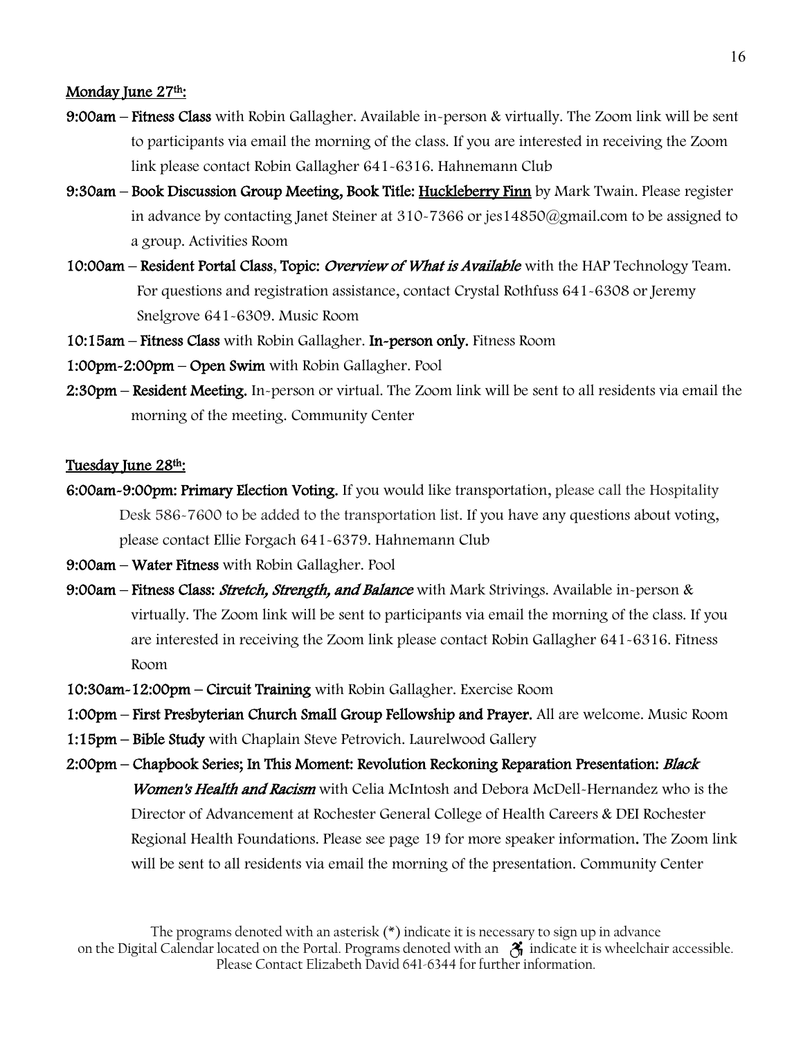## Monday June 27th:

**9:00am – Fitness Class** with Robin Gallagher. Available in-person & virtually. The Zoom link will be sent to participants via email the morning of the class. If you are interested in receiving the Zoom link please contact Robin Gallagher 641-6316. Hahnemann Club

**9:30am – Book Discussion Group Meeting, Book Title: <u>Huckleberry Finn</u>** by Mark Twain. Please register in advance by contacting Janet Steiner at 310-7366 or jes14850@gmail.com to be assigned to a group. Activities Room

**10:00am – Resident Portal Class, Topic: *Overview of What is Available*** with the HAP Technology Team. For questions and registration assistance, contact Crystal Rothfuss 641-6308 or Jeremy Snelgrove 641-6309. Music Room

**10:15am – Fitness Class** with Robin Gallagher. **In-person only.** Fitness Room

**1:00pm-2:00pm – Open Swim** with Robin Gallagher. Pool

**2:30pm – Resident Meeting.** In-person or virtual. The Zoom link will be sent to all residents via email the morning of the meeting. Community Center

## Tuesday June 28th:

**6:00am-9:00pm: Primary Election Voting.** If you would like transportation, please call the Hospitality Desk 586-7600 to be added to the transportation list. If you have any questions about voting, please contact Ellie Forgach 641-6379. Hahnemann Club

**9:00am – Water Fitness** with Robin Gallagher. Pool

**9:00am – Fitness Class: *Stretch, Strength, and Balance*** with Mark Strivings. Available in-person & virtually. The Zoom link will be sent to participants via email the morning of the class. If you are interested in receiving the Zoom link please contact Robin Gallagher 641-6316. Fitness Room

**10:30am-12:00pm – Circuit Training** with Robin Gallagher. Exercise Room

**1:00pm – First Presbyterian Church Small Group Fellowship and Prayer.** All are welcome. Music Room

**1:15pm – Bible Study** with Chaplain Steve Petrovich. Laurelwood Gallery

**2:00pm – Chapbook Series; In This Moment: Revolution Reckoning Reparation Presentation: *Black Women's Health and Racism*** with Celia McIntosh and Debora McDell-Hernandez who is the Director of Advancement at Rochester General College of Health Careers & DEI Rochester Regional Health Foundations. Please see page 19 for more speaker information. The Zoom link will be sent to all residents via email the morning of the presentation. Community Center

The programs denoted with an asterisk (*) indicate it is necessary to sign up in advance on the Digital Calendar located on the Portal. Programs denoted with an ♿ indicate it is wheelchair accessible. Please Contact Elizabeth David 641-6344 for further information.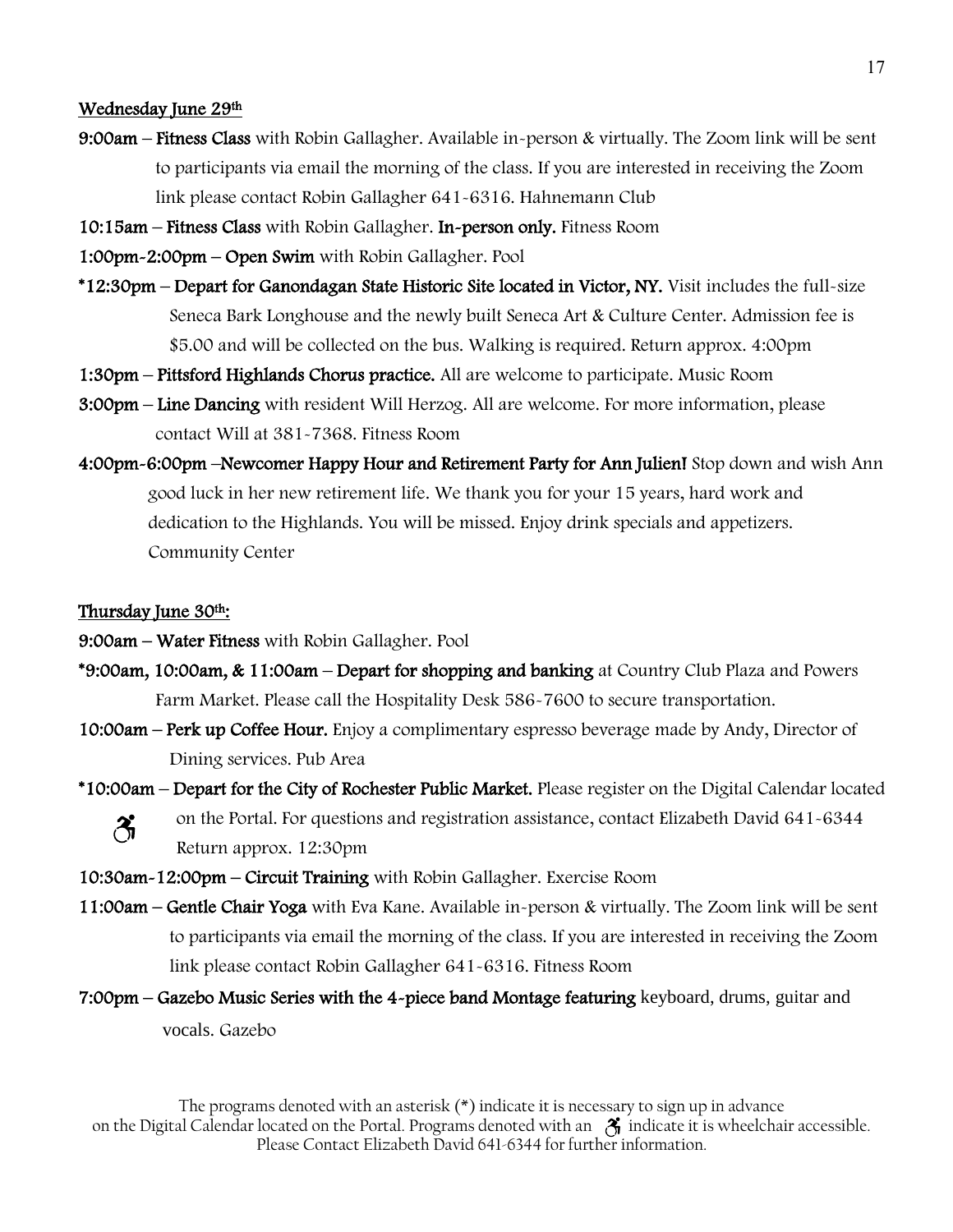**Wednesday June 29th**

**9:00am – Fitness Class** with Robin Gallagher. Available in-person & virtually. The Zoom link will be sent to participants via email the morning of the class. If you are interested in receiving the Zoom link please contact Robin Gallagher 641-6316. Hahnemann Club

**10:15am – Fitness Class** with Robin Gallagher. **In-person only.** Fitness Room

**1:00pm-2:00pm – Open Swim** with Robin Gallagher. Pool

**\*12:30pm – Depart for Ganondagan State Historic Site located in Victor, NY.** Visit includes the full-size Seneca Bark Longhouse and the newly built Seneca Art & Culture Center. Admission fee is $5.00 and will be collected on the bus. Walking is required. Return approx. 4:00pm

**1:30pm – Pittsford Highlands Chorus practice.** All are welcome to participate. Music Room

**3:00pm – Line Dancing** with resident Will Herzog. All are welcome. For more information, please contact Will at 381-7368. Fitness Room

**4:00pm-6:00pm –Newcomer Happy Hour and Retirement Party for Ann Julien!** Stop down and wish Ann good luck in her new retirement life. We thank you for your 15 years, hard work and dedication to the Highlands. You will be missed. Enjoy drink specials and appetizers. Community Center

**Thursday June 30th:**

**9:00am – Water Fitness** with Robin Gallagher. Pool

**\*9:00am, 10:00am, & 11:00am – Depart for shopping and banking** at Country Club Plaza and Powers Farm Market. Please call the Hospitality Desk 586-7600 to secure transportation.

**10:00am – Perk up Coffee Hour.** Enjoy a complimentary espresso beverage made by Andy, Director of Dining services. Pub Area

**\*10:00am – Depart for the City of Rochester Public Market.** Please register on the Digital Calendar located on the Portal. For questions and registration assistance, contact Elizabeth David 641-6344 Return approx. 12:30pm ♿

**10:30am-12:00pm – Circuit Training** with Robin Gallagher. Exercise Room

**11:00am – Gentle Chair Yoga** with Eva Kane. Available in-person & virtually. The Zoom link will be sent to participants via email the morning of the class. If you are interested in receiving the Zoom link please contact Robin Gallagher 641-6316. Fitness Room

**7:00pm – Gazebo Music Series with the 4-piece band Montage featuring** keyboard, drums, guitar and vocals. Gazebo

The programs denoted with an asterisk (*) indicate it is necessary to sign up in advance on the Digital Calendar located on the Portal. Programs denoted with an ♿ indicate it is wheelchair accessible. Please Contact Elizabeth David 641-6344 for further information.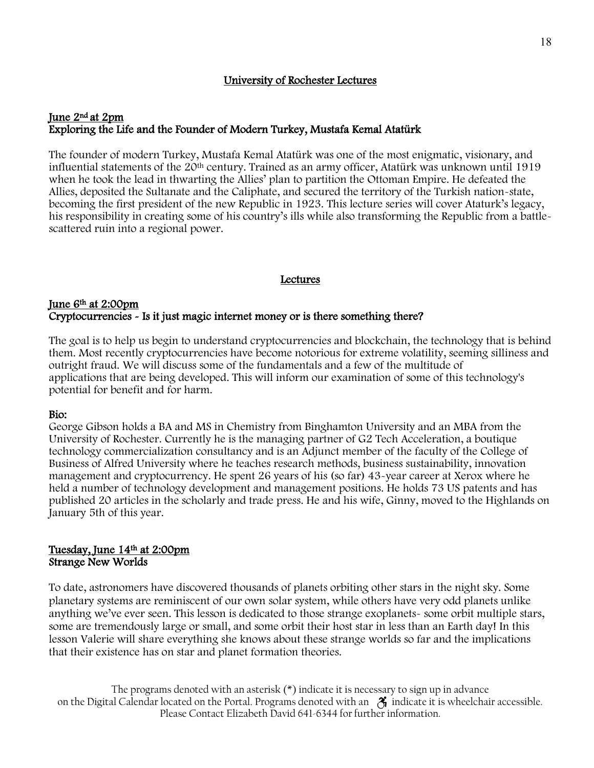## University of Rochester Lectures

### June 2nd at 2pm
### Exploring the Life and the Founder of Modern Turkey, Mustafa Kemal Atatürk

The founder of modern Turkey, Mustafa Kemal Atatürk was one of the most enigmatic, visionary, and influential statements of the 20th century. Trained as an army officer, Atatürk was unknown until 1919 when he took the lead in thwarting the Allies' plan to partition the Ottoman Empire. He defeated the Allies, deposited the Sultanate and the Caliphate, and secured the territory of the Turkish nation-state, becoming the first president of the new Republic in 1923. This lecture series will cover Ataturk's legacy, his responsibility in creating some of his country's ills while also transforming the Republic from a battle-scattered ruin into a regional power.

## Lectures

### June 6th at 2:00pm
### Cryptocurrencies - Is it just magic internet money or is there something there?

The goal is to help us begin to understand cryptocurrencies and blockchain, the technology that is behind them. Most recently cryptocurrencies have become notorious for extreme volatility, seeming silliness and outright fraud. We will discuss some of the fundamentals and a few of the multitude of applications that are being developed. This will inform our examination of some of this technology's potential for benefit and for harm.

**Bio:**
George Gibson holds a BA and MS in Chemistry from Binghamton University and an MBA from the University of Rochester. Currently he is the managing partner of G2 Tech Acceleration, a boutique technology commercialization consultancy and is an Adjunct member of the faculty of the College of Business of Alfred University where he teaches research methods, business sustainability, innovation management and cryptocurrency. He spent 26 years of his (so far) 43-year career at Xerox where he held a number of technology development and management positions. He holds 73 US patents and has published 20 articles in the scholarly and trade press. He and his wife, Ginny, moved to the Highlands on January 5th of this year.

### Tuesday, June 14th at 2:00pm
### Strange New Worlds

To date, astronomers have discovered thousands of planets orbiting other stars in the night sky. Some planetary systems are reminiscent of our own solar system, while others have very odd planets unlike anything we've ever seen. This lesson is dedicated to those strange exoplanets- some orbit multiple stars, some are tremendously large or small, and some orbit their host star in less than an Earth day! In this lesson Valerie will share everything she knows about these strange worlds so far and the implications that their existence has on star and planet formation theories.

The programs denoted with an asterisk (*) indicate it is necessary to sign up in advance on the Digital Calendar located on the Portal. Programs denoted with an ♿ indicate it is wheelchair accessible. Please Contact Elizabeth David 641-6344 for further information.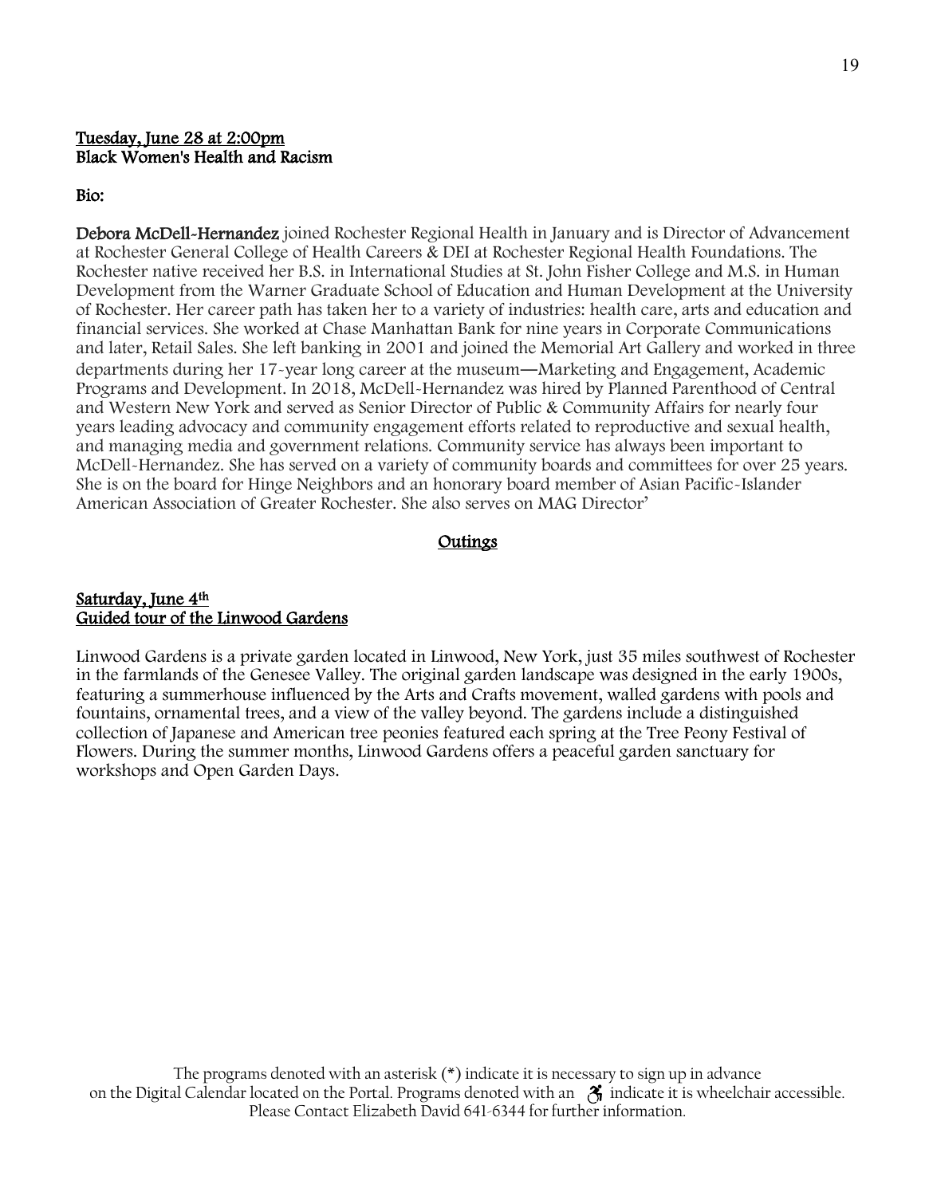**Tuesday, June 28 at 2:00pm**
**Black Women's Health and Racism**

**Bio:**

**Debora McDell-Hernandez** joined Rochester Regional Health in January and is Director of Advancement at Rochester General College of Health Careers & DEI at Rochester Regional Health Foundations. The Rochester native received her B.S. in International Studies at St. John Fisher College and M.S. in Human Development from the Warner Graduate School of Education and Human Development at the University of Rochester. Her career path has taken her to a variety of industries: health care, arts and education and financial services. She worked at Chase Manhattan Bank for nine years in Corporate Communications and later, Retail Sales. She left banking in 2001 and joined the Memorial Art Gallery and worked in three departments during her 17-year long career at the museum—Marketing and Engagement, Academic Programs and Development. In 2018, McDell-Hernandez was hired by Planned Parenthood of Central and Western New York and served as Senior Director of Public & Community Affairs for nearly four years leading advocacy and community engagement efforts related to reproductive and sexual health, and managing media and government relations. Community service has always been important to McDell-Hernandez. She has served on a variety of community boards and committees for over 25 years. She is on the board for Hinge Neighbors and an honorary board member of Asian Pacific-Islander American Association of Greater Rochester. She also serves on MAG Director'

## Outings

**Saturday, June 4th**
**Guided tour of the Linwood Gardens**

Linwood Gardens is a private garden located in Linwood, New York, just 35 miles southwest of Rochester in the farmlands of the Genesee Valley. The original garden landscape was designed in the early 1900s, featuring a summerhouse influenced by the Arts and Crafts movement, walled gardens with pools and fountains, ornamental trees, and a view of the valley beyond. The gardens include a distinguished collection of Japanese and American tree peonies featured each spring at the Tree Peony Festival of Flowers. During the summer months, Linwood Gardens offers a peaceful garden sanctuary for workshops and Open Garden Days.

The programs denoted with an asterisk (*) indicate it is necessary to sign up in advance on the Digital Calendar located on the Portal. Programs denoted with an ♿ indicate it is wheelchair accessible. Please Contact Elizabeth David 641-6344 for further information.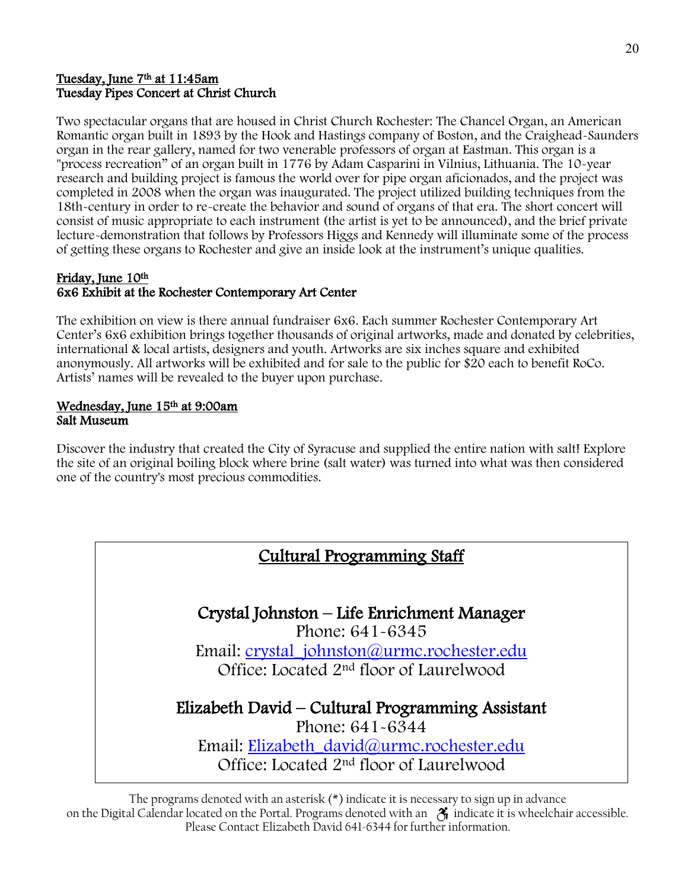**Tuesday, June 7th at 11:45am**
**Tuesday Pipes Concert at Christ Church**

Two spectacular organs that are housed in Christ Church Rochester: The Chancel Organ, an American Romantic organ built in 1893 by the Hook and Hastings company of Boston, and the Craighead-Saunders organ in the rear gallery, named for two venerable professors of organ at Eastman. This organ is a "process recreation" of an organ built in 1776 by Adam Casparini in Vilnius, Lithuania. The 10-year research and building project is famous the world over for pipe organ aficionados, and the project was completed in 2008 when the organ was inaugurated. The project utilized building techniques from the 18th-century in order to re-create the behavior and sound of organs of that era. The short concert will consist of music appropriate to each instrument (the artist is yet to be announced), and the brief private lecture-demonstration that follows by Professors Higgs and Kennedy will illuminate some of the process of getting these organs to Rochester and give an inside look at the instrument's unique qualities.

**Friday, June 10th**
**6x6 Exhibit at the Rochester Contemporary Art Center**

The exhibition on view is there annual fundraiser 6x6. Each summer Rochester Contemporary Art Center's 6x6 exhibition brings together thousands of original artworks, made and donated by celebrities, international & local artists, designers and youth. Artworks are six inches square and exhibited anonymously. All artworks will be exhibited and for sale to the public for $20 each to benefit RoCo. Artists' names will be revealed to the buyer upon purchase.

**Wednesday, June 15th at 9:00am**
**Salt Museum**

Discover the industry that created the City of Syracuse and supplied the entire nation with salt! Explore the site of an original boiling block where brine (salt water) was turned into what was then considered one of the country's most precious commodities.

## Cultural Programming Staff

**Crystal Johnston – Life Enrichment Manager**
Phone: 641-6345
Email: crystal_johnston@urmc.rochester.edu
Office: Located 2nd floor of Laurelwood

**Elizabeth David – Cultural Programming Assistant**
Phone: 641-6344
Email: Elizabeth_david@urmc.rochester.edu
Office: Located 2nd floor of Laurelwood

The programs denoted with an asterisk (*) indicate it is necessary to sign up in advance on the Digital Calendar located on the Portal. Programs denoted with an ♿ indicate it is wheelchair accessible. Please Contact Elizabeth David 641-6344 for further information.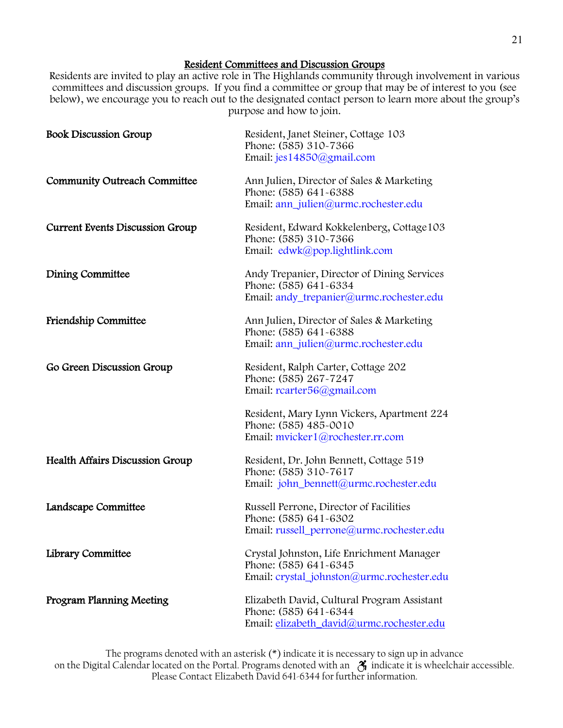## Resident Committees and Discussion Groups

Residents are invited to play an active role in The Highlands community through involvement in various committees and discussion groups. If you find a committee or group that may be of interest to you (see below), we encourage you to reach out to the designated contact person to learn more about the group's purpose and how to join.

**Book Discussion Group**
Resident, Janet Steiner, Cottage 103
Phone: (585) 310-7366
Email: jes14850@gmail.com

**Community Outreach Committee**
Ann Julien, Director of Sales & Marketing
Phone: (585) 641-6388
Email: ann_julien@urmc.rochester.edu

**Current Events Discussion Group**
Resident, Edward Kokkelenberg, Cottage103
Phone: (585) 310-7366
Email: edwk@pop.lightlink.com

**Dining Committee**
Andy Trepanier, Director of Dining Services
Phone: (585) 641-6334
Email: andy_trepanier@urmc.rochester.edu

**Friendship Committee**
Ann Julien, Director of Sales & Marketing
Phone: (585) 641-6388
Email: ann_julien@urmc.rochester.edu

**Go Green Discussion Group**
Resident, Ralph Carter, Cottage 202
Phone: (585) 267-7247
Email: rcarter56@gmail.com

Resident, Mary Lynn Vickers, Apartment 224
Phone: (585) 485-0010
Email: mvicker1@rochester.rr.com

**Health Affairs Discussion Group**
Resident, Dr. John Bennett, Cottage 519
Phone: (585) 310-7617
Email: john_bennett@urmc.rochester.edu

**Landscape Committee**
Russell Perrone, Director of Facilities
Phone: (585) 641-6302
Email: russell_perrone@urmc.rochester.edu

**Library Committee**
Crystal Johnston, Life Enrichment Manager
Phone: (585) 641-6345
Email: crystal_johnston@urmc.rochester.edu

**Program Planning Meeting**
Elizabeth David, Cultural Program Assistant
Phone: (585) 641-6344
Email: elizabeth_david@urmc.rochester.edu

The programs denoted with an asterisk (*) indicate it is necessary to sign up in advance on the Digital Calendar located on the Portal. Programs denoted with an ♿ indicate it is wheelchair accessible. Please Contact Elizabeth David 641-6344 for further information.